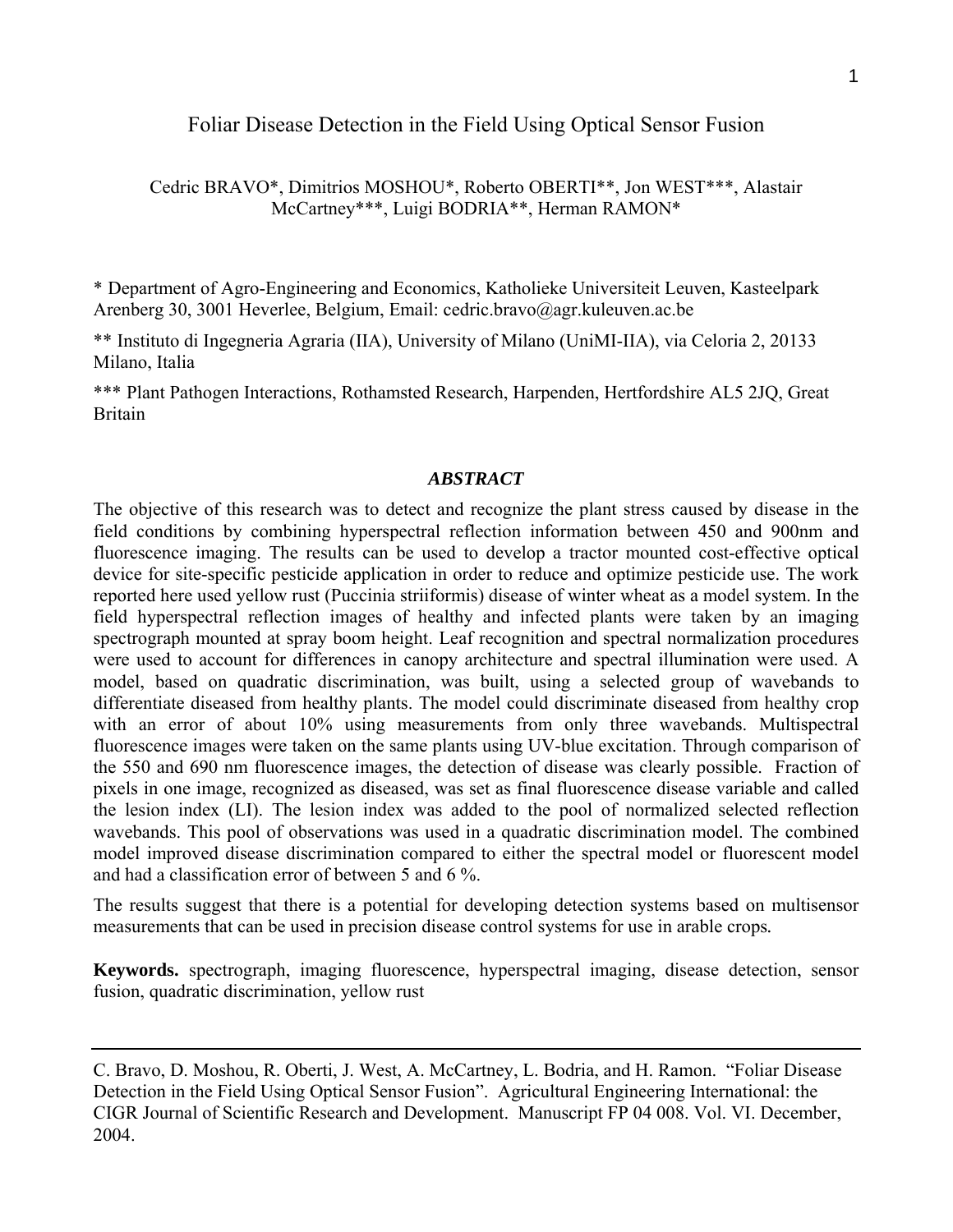# Foliar Disease Detection in the Field Using Optical Sensor Fusion

Cedric BRAVO*, Dimitrios MOSHOU*, Roberto OBERTI**, Jon WEST***, Alastair McCartney***, Luigi BODRIA**, Herman RAMON*

* Department of Agro-Engineering and Economics, Katholieke Universiteit Leuven, Kasteelpark Arenberg 30, 3001 Heverlee, Belgium, Email: cedric.bravo@agr.kuleuven.ac.be

** Instituto di Ingegneria Agraria (IIA), University of Milano (UniMI-IIA), via Celoria 2, 20133 Milano, Italia

*** Plant Pathogen Interactions, Rothamsted Research, Harpenden, Hertfordshire AL5 2JQ, Great Britain

## *ABSTRACT*

The objective of this research was to detect and recognize the plant stress caused by disease in the field conditions by combining hyperspectral reflection information between 450 and 900nm and fluorescence imaging. The results can be used to develop a tractor mounted cost-effective optical device for site-specific pesticide application in order to reduce and optimize pesticide use. The work reported here used yellow rust (Puccinia striiformis) disease of winter wheat as a model system. In the field hyperspectral reflection images of healthy and infected plants were taken by an imaging spectrograph mounted at spray boom height. Leaf recognition and spectral normalization procedures were used to account for differences in canopy architecture and spectral illumination were used. A model, based on quadratic discrimination, was built, using a selected group of wavebands to differentiate diseased from healthy plants. The model could discriminate diseased from healthy crop with an error of about 10% using measurements from only three wavebands. Multispectral fluorescence images were taken on the same plants using UV-blue excitation. Through comparison of the 550 and 690 nm fluorescence images, the detection of disease was clearly possible. Fraction of pixels in one image, recognized as diseased, was set as final fluorescence disease variable and called the lesion index (LI). The lesion index was added to the pool of normalized selected reflection wavebands. This pool of observations was used in a quadratic discrimination model. The combined model improved disease discrimination compared to either the spectral model or fluorescent model and had a classification error of between 5 and 6 %.

The results suggest that there is a potential for developing detection systems based on multisensor measurements that can be used in precision disease control systems for use in arable crops.

**Keywords.** spectrograph, imaging fluorescence, hyperspectral imaging, disease detection, sensor fusion, quadratic discrimination, yellow rust

---

C. Bravo, D. Moshou, R. Oberti, J. West, A. McCartney, L. Bodria, and H. Ramon. "Foliar Disease Detection in the Field Using Optical Sensor Fusion". Agricultural Engineering International: the CIGR Journal of Scientific Research and Development. Manuscript FP 04 008. Vol. VI. December, 2004.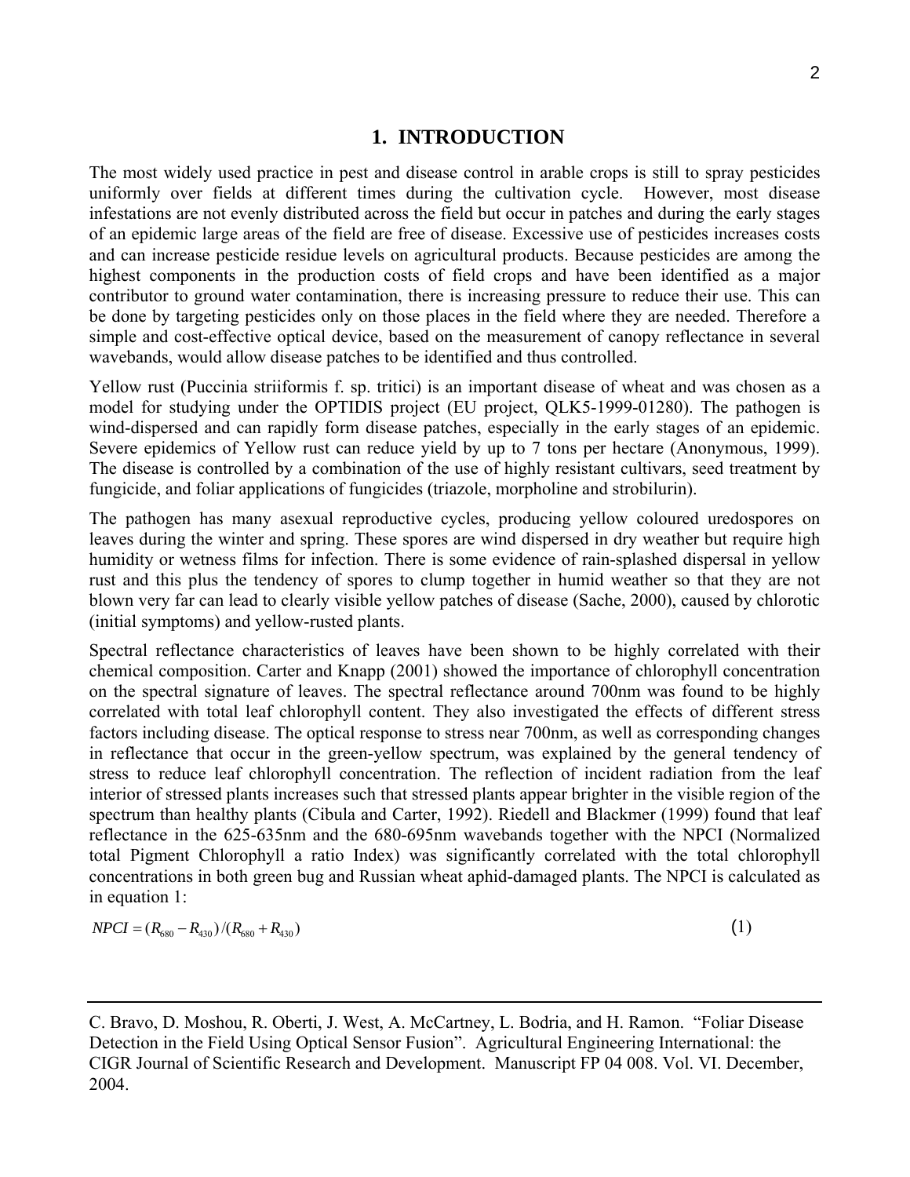## 1. INTRODUCTION

The most widely used practice in pest and disease control in arable crops is still to spray pesticides uniformly over fields at different times during the cultivation cycle. However, most disease infestations are not evenly distributed across the field but occur in patches and during the early stages of an epidemic large areas of the field are free of disease. Excessive use of pesticides increases costs and can increase pesticide residue levels on agricultural products. Because pesticides are among the highest components in the production costs of field crops and have been identified as a major contributor to ground water contamination, there is increasing pressure to reduce their use. This can be done by targeting pesticides only on those places in the field where they are needed. Therefore a simple and cost-effective optical device, based on the measurement of canopy reflectance in several wavebands, would allow disease patches to be identified and thus controlled.

Yellow rust (Puccinia striiformis f. sp. tritici) is an important disease of wheat and was chosen as a model for studying under the OPTIDIS project (EU project, QLK5-1999-01280). The pathogen is wind-dispersed and can rapidly form disease patches, especially in the early stages of an epidemic. Severe epidemics of Yellow rust can reduce yield by up to 7 tons per hectare (Anonymous, 1999). The disease is controlled by a combination of the use of highly resistant cultivars, seed treatment by fungicide, and foliar applications of fungicides (triazole, morpholine and strobilurin).

The pathogen has many asexual reproductive cycles, producing yellow coloured uredospores on leaves during the winter and spring. These spores are wind dispersed in dry weather but require high humidity or wetness films for infection. There is some evidence of rain-splashed dispersal in yellow rust and this plus the tendency of spores to clump together in humid weather so that they are not blown very far can lead to clearly visible yellow patches of disease (Sache, 2000), caused by chlorotic (initial symptoms) and yellow-rusted plants.

Spectral reflectance characteristics of leaves have been shown to be highly correlated with their chemical composition. Carter and Knapp (2001) showed the importance of chlorophyll concentration on the spectral signature of leaves. The spectral reflectance around 700nm was found to be highly correlated with total leaf chlorophyll content. They also investigated the effects of different stress factors including disease. The optical response to stress near 700nm, as well as corresponding changes in reflectance that occur in the green-yellow spectrum, was explained by the general tendency of stress to reduce leaf chlorophyll concentration. The reflection of incident radiation from the leaf interior of stressed plants increases such that stressed plants appear brighter in the visible region of the spectrum than healthy plants (Cibula and Carter, 1992). Riedell and Blackmer (1999) found that leaf reflectance in the 625-635nm and the 680-695nm wavebands together with the NPCI (Normalized total Pigment Chlorophyll a ratio Index) was significantly correlated with the total chlorophyll concentrations in both green bug and Russian wheat aphid-damaged plants. The NPCI is calculated as in equation 1:

$$NPCI = (R_{680} - R_{430})/(R_{680} + R_{430}) \tag{1}$$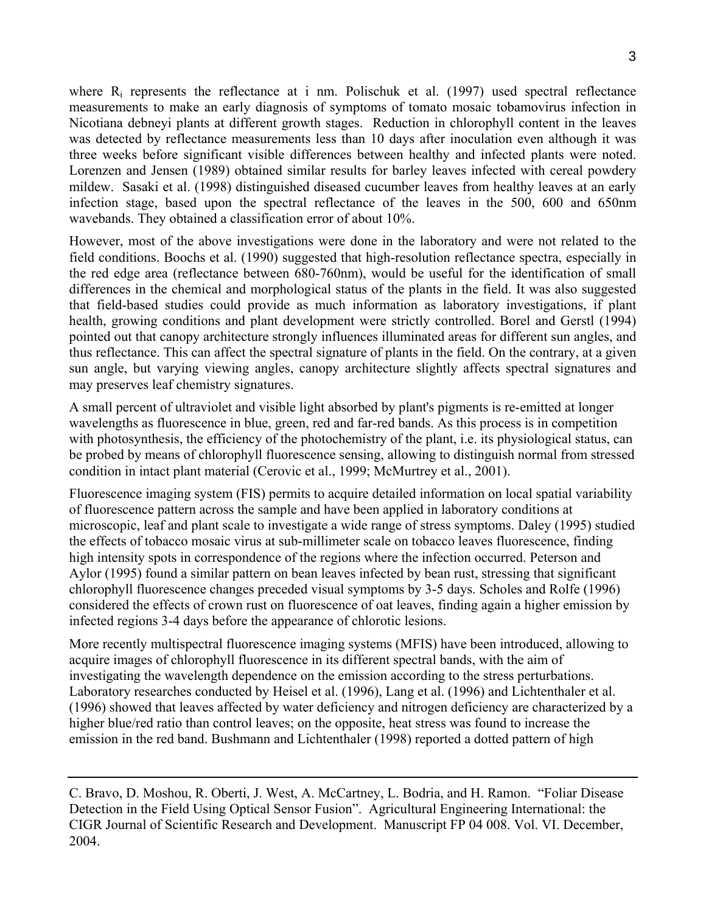where $R_i$ represents the reflectance at i nm. Polischuk et al. (1997) used spectral reflectance measurements to make an early diagnosis of symptoms of tomato mosaic tobamovirus infection in Nicotiana debneyi plants at different growth stages. Reduction in chlorophyll content in the leaves was detected by reflectance measurements less than 10 days after inoculation even although it was three weeks before significant visible differences between healthy and infected plants were noted. Lorenzen and Jensen (1989) obtained similar results for barley leaves infected with cereal powdery mildew. Sasaki et al. (1998) distinguished diseased cucumber leaves from healthy leaves at an early infection stage, based upon the spectral reflectance of the leaves in the 500, 600 and 650nm wavebands. They obtained a classification error of about 10%.

However, most of the above investigations were done in the laboratory and were not related to the field conditions. Boochs et al. (1990) suggested that high-resolution reflectance spectra, especially in the red edge area (reflectance between 680-760nm), would be useful for the identification of small differences in the chemical and morphological status of the plants in the field. It was also suggested that field-based studies could provide as much information as laboratory investigations, if plant health, growing conditions and plant development were strictly controlled. Borel and Gerstl (1994) pointed out that canopy architecture strongly influences illuminated areas for different sun angles, and thus reflectance. This can affect the spectral signature of plants in the field. On the contrary, at a given sun angle, but varying viewing angles, canopy architecture slightly affects spectral signatures and may preserves leaf chemistry signatures.

A small percent of ultraviolet and visible light absorbed by plant's pigments is re-emitted at longer wavelengths as fluorescence in blue, green, red and far-red bands. As this process is in competition with photosynthesis, the efficiency of the photochemistry of the plant, i.e. its physiological status, can be probed by means of chlorophyll fluorescence sensing, allowing to distinguish normal from stressed condition in intact plant material (Cerovic et al., 1999; McMurtrey et al., 2001).

Fluorescence imaging system (FIS) permits to acquire detailed information on local spatial variability of fluorescence pattern across the sample and have been applied in laboratory conditions at microscopic, leaf and plant scale to investigate a wide range of stress symptoms. Daley (1995) studied the effects of tobacco mosaic virus at sub-millimeter scale on tobacco leaves fluorescence, finding high intensity spots in correspondence of the regions where the infection occurred. Peterson and Aylor (1995) found a similar pattern on bean leaves infected by bean rust, stressing that significant chlorophyll fluorescence changes preceded visual symptoms by 3-5 days. Scholes and Rolfe (1996) considered the effects of crown rust on fluorescence of oat leaves, finding again a higher emission by infected regions 3-4 days before the appearance of chlorotic lesions.

More recently multispectral fluorescence imaging systems (MFIS) have been introduced, allowing to acquire images of chlorophyll fluorescence in its different spectral bands, with the aim of investigating the wavelength dependence on the emission according to the stress perturbations. Laboratory researches conducted by Heisel et al. (1996), Lang et al. (1996) and Lichtenthaler et al. (1996) showed that leaves affected by water deficiency and nitrogen deficiency are characterized by a higher blue/red ratio than control leaves; on the opposite, heat stress was found to increase the emission in the red band. Bushmann and Lichtenthaler (1998) reported a dotted pattern of high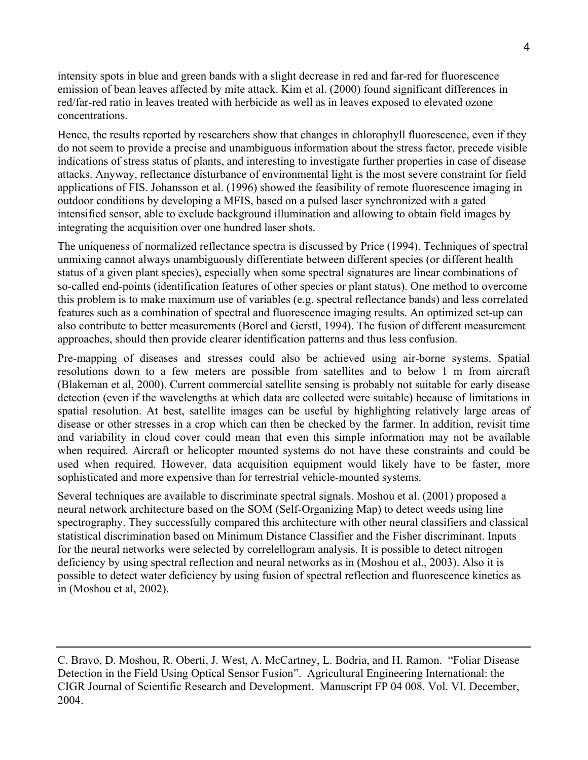intensity spots in blue and green bands with a slight decrease in red and far-red for fluorescence emission of bean leaves affected by mite attack. Kim et al. (2000) found significant differences in red/far-red ratio in leaves treated with herbicide as well as in leaves exposed to elevated ozone concentrations.

Hence, the results reported by researchers show that changes in chlorophyll fluorescence, even if they do not seem to provide a precise and unambiguous information about the stress factor, precede visible indications of stress status of plants, and interesting to investigate further properties in case of disease attacks. Anyway, reflectance disturbance of environmental light is the most severe constraint for field applications of FIS. Johansson et al. (1996) showed the feasibility of remote fluorescence imaging in outdoor conditions by developing a MFIS, based on a pulsed laser synchronized with a gated intensified sensor, able to exclude background illumination and allowing to obtain field images by integrating the acquisition over one hundred laser shots.

The uniqueness of normalized reflectance spectra is discussed by Price (1994). Techniques of spectral unmixing cannot always unambiguously differentiate between different species (or different health status of a given plant species), especially when some spectral signatures are linear combinations of so-called end-points (identification features of other species or plant status). One method to overcome this problem is to make maximum use of variables (e.g. spectral reflectance bands) and less correlated features such as a combination of spectral and fluorescence imaging results. An optimized set-up can also contribute to better measurements (Borel and Gerstl, 1994). The fusion of different measurement approaches, should then provide clearer identification patterns and thus less confusion.

Pre-mapping of diseases and stresses could also be achieved using air-borne systems. Spatial resolutions down to a few meters are possible from satellites and to below 1 m from aircraft (Blakeman et al, 2000). Current commercial satellite sensing is probably not suitable for early disease detection (even if the wavelengths at which data are collected were suitable) because of limitations in spatial resolution. At best, satellite images can be useful by highlighting relatively large areas of disease or other stresses in a crop which can then be checked by the farmer. In addition, revisit time and variability in cloud cover could mean that even this simple information may not be available when required. Aircraft or helicopter mounted systems do not have these constraints and could be used when required. However, data acquisition equipment would likely have to be faster, more sophisticated and more expensive than for terrestrial vehicle-mounted systems.

Several techniques are available to discriminate spectral signals. Moshou et al. (2001) proposed a neural network architecture based on the SOM (Self-Organizing Map) to detect weeds using line spectrography. They successfully compared this architecture with other neural classifiers and classical statistical discrimination based on Minimum Distance Classifier and the Fisher discriminant. Inputs for the neural networks were selected by correlellogram analysis. It is possible to detect nitrogen deficiency by using spectral reflection and neural networks as in (Moshou et al., 2003). Also it is possible to detect water deficiency by using fusion of spectral reflection and fluorescence kinetics as in (Moshou et al, 2002).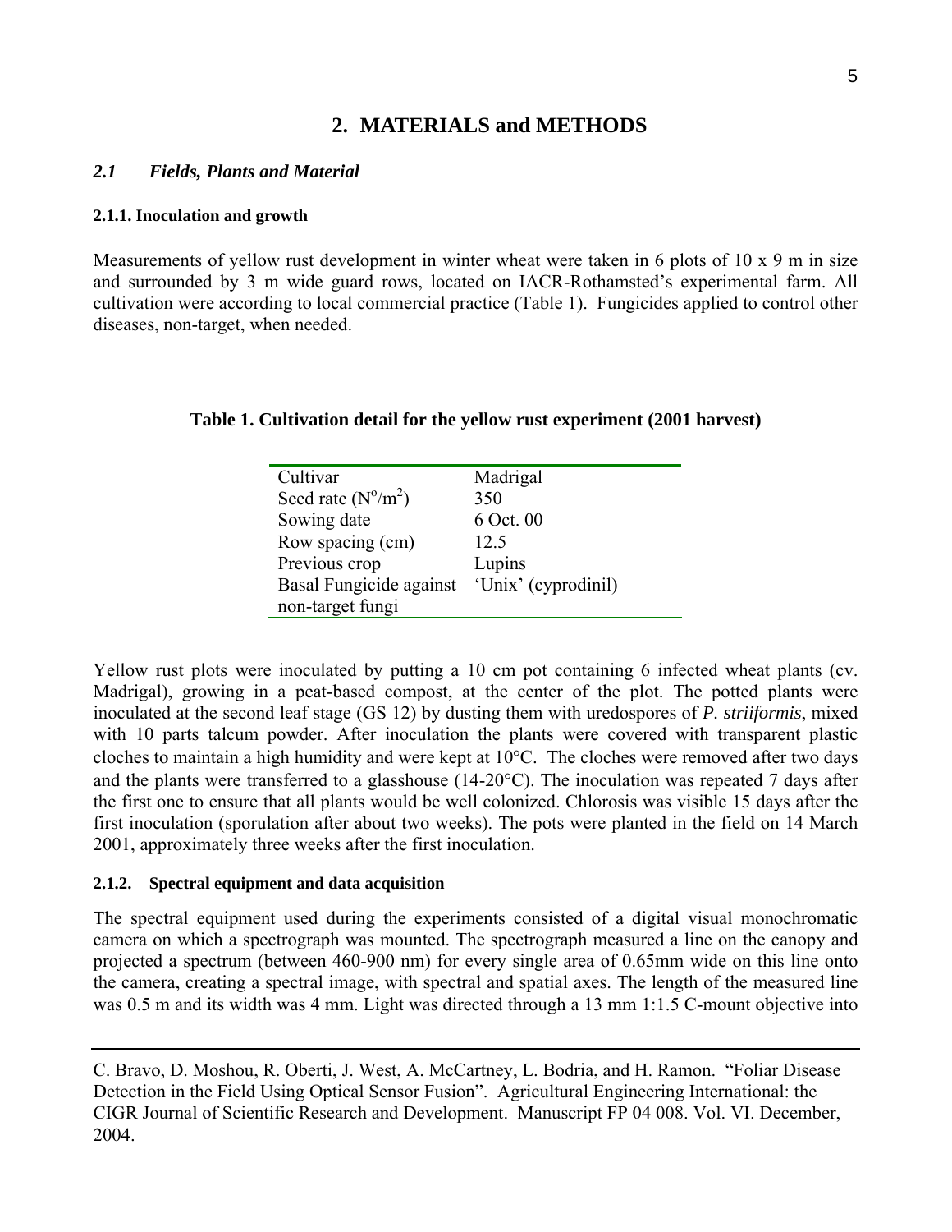## 2. MATERIALS and METHODS

### *2.1 Fields, Plants and Material*

#### 2.1.1. Inoculation and growth

Measurements of yellow rust development in winter wheat were taken in 6 plots of 10 x 9 m in size and surrounded by 3 m wide guard rows, located on IACR-Rothamsted's experimental farm. All cultivation were according to local commercial practice (Table 1). Fungicides applied to control other diseases, non-target, when needed.

**Table 1. Cultivation detail for the yellow rust experiment (2001 harvest)**

| | |
|---|---|
| Cultivar | Madrigal |
| Seed rate ($N^o/m^2$) | 350 |
| Sowing date | 6 Oct. 00 |
| Row spacing (cm) | 12.5 |
| Previous crop | Lupins |
| Basal Fungicide against non-target fungi | 'Unix' (cyprodinil) |

Yellow rust plots were inoculated by putting a 10 cm pot containing 6 infected wheat plants (cv. Madrigal), growing in a peat-based compost, at the center of the plot. The potted plants were inoculated at the second leaf stage (GS 12) by dusting them with uredospores of *P. striiformis*, mixed with 10 parts talcum powder. After inoculation the plants were covered with transparent plastic cloches to maintain a high humidity and were kept at 10°C. The cloches were removed after two days and the plants were transferred to a glasshouse (14-20°C). The inoculation was repeated 7 days after the first one to ensure that all plants would be well colonized. Chlorosis was visible 15 days after the first inoculation (sporulation after about two weeks). The pots were planted in the field on 14 March 2001, approximately three weeks after the first inoculation.

#### 2.1.2. Spectral equipment and data acquisition

The spectral equipment used during the experiments consisted of a digital visual monochromatic camera on which a spectrograph was mounted. The spectrograph measured a line on the canopy and projected a spectrum (between 460-900 nm) for every single area of 0.65mm wide on this line onto the camera, creating a spectral image, with spectral and spatial axes. The length of the measured line was 0.5 m and its width was 4 mm. Light was directed through a 13 mm 1:1.5 C-mount objective into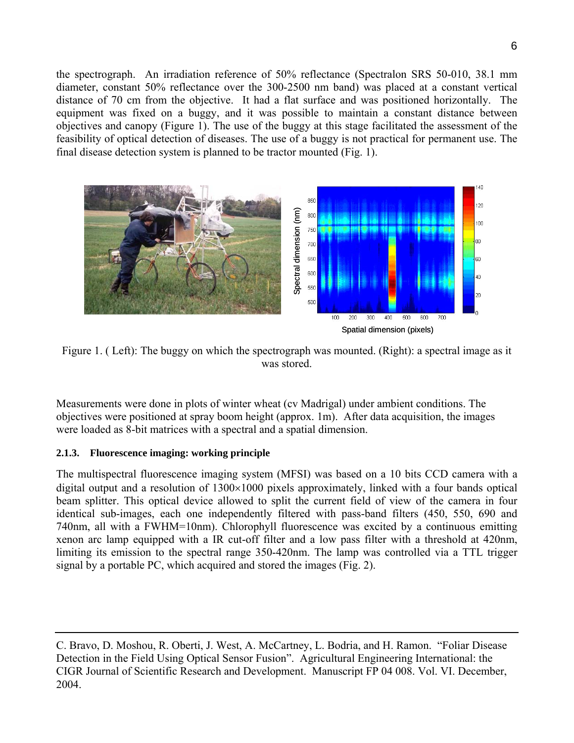the spectrograph. An irradiation reference of 50% reflectance (Spectralon SRS 50-010, 38.1 mm diameter, constant 50% reflectance over the 300-2500 nm band) was placed at a constant vertical distance of 70 cm from the objective. It had a flat surface and was positioned horizontally. The equipment was fixed on a buggy, and it was possible to maintain a constant distance between objectives and canopy (Figure 1). The use of the buggy at this stage facilitated the assessment of the feasibility of optical detection of diseases. The use of a buggy is not practical for permanent use. The final disease detection system is planned to be tractor mounted (Fig. 1).

Figure 1. ( Left): The buggy on which the spectrograph was mounted. (Right): a spectral image as it was stored.

Measurements were done in plots of winter wheat (cv Madrigal) under ambient conditions. The objectives were positioned at spray boom height (approx. 1m). After data acquisition, the images were loaded as 8-bit matrices with a spectral and a spatial dimension.

#### 2.1.3. Fluorescence imaging: working principle

The multispectral fluorescence imaging system (MFSI) was based on a 10 bits CCD camera with a digital output and a resolution of 1300×1000 pixels approximately, linked with a four bands optical beam splitter. This optical device allowed to split the current field of view of the camera in four identical sub-images, each one independently filtered with pass-band filters (450, 550, 690 and 740nm, all with a FWHM=10nm). Chlorophyll fluorescence was excited by a continuous emitting xenon arc lamp equipped with a IR cut-off filter and a low pass filter with a threshold at 420nm, limiting its emission to the spectral range 350-420nm. The lamp was controlled via a TTL trigger signal by a portable PC, which acquired and stored the images (Fig. 2).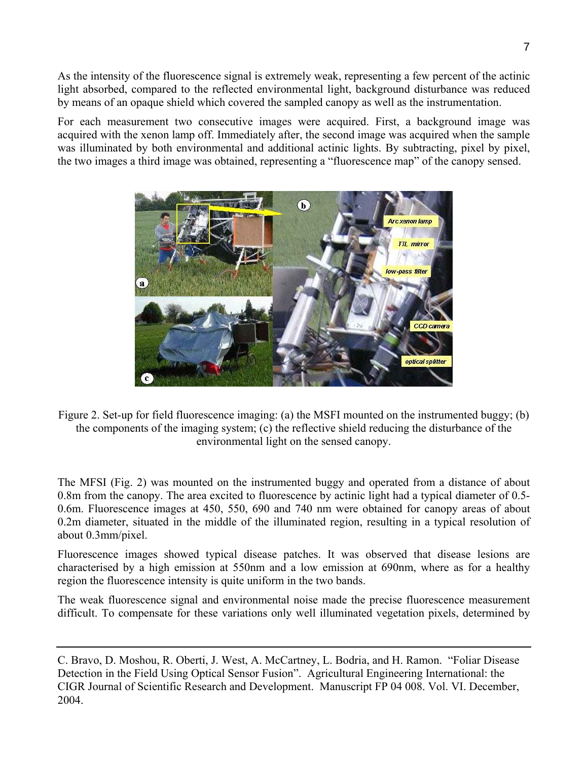As the intensity of the fluorescence signal is extremely weak, representing a few percent of the actinic light absorbed, compared to the reflected environmental light, background disturbance was reduced by means of an opaque shield which covered the sampled canopy as well as the instrumentation.

For each measurement two consecutive images were acquired. First, a background image was acquired with the xenon lamp off. Immediately after, the second image was acquired when the sample was illuminated by both environmental and additional actinic lights. By subtracting, pixel by pixel, the two images a third image was obtained, representing a "fluorescence map" of the canopy sensed.

Figure 2. Set-up for field fluorescence imaging: (a) the MSFI mounted on the instrumented buggy; (b) the components of the imaging system; (c) the reflective shield reducing the disturbance of the environmental light on the sensed canopy.

The MFSI (Fig. 2) was mounted on the instrumented buggy and operated from a distance of about 0.8m from the canopy. The area excited to fluorescence by actinic light had a typical diameter of 0.5-0.6m. Fluorescence images at 450, 550, 690 and 740 nm were obtained for canopy areas of about 0.2m diameter, situated in the middle of the illuminated region, resulting in a typical resolution of about 0.3mm/pixel.

Fluorescence images showed typical disease patches. It was observed that disease lesions are characterised by a high emission at 550nm and a low emission at 690nm, where as for a healthy region the fluorescence intensity is quite uniform in the two bands.

The weak fluorescence signal and environmental noise made the precise fluorescence measurement difficult. To compensate for these variations only well illuminated vegetation pixels, determined by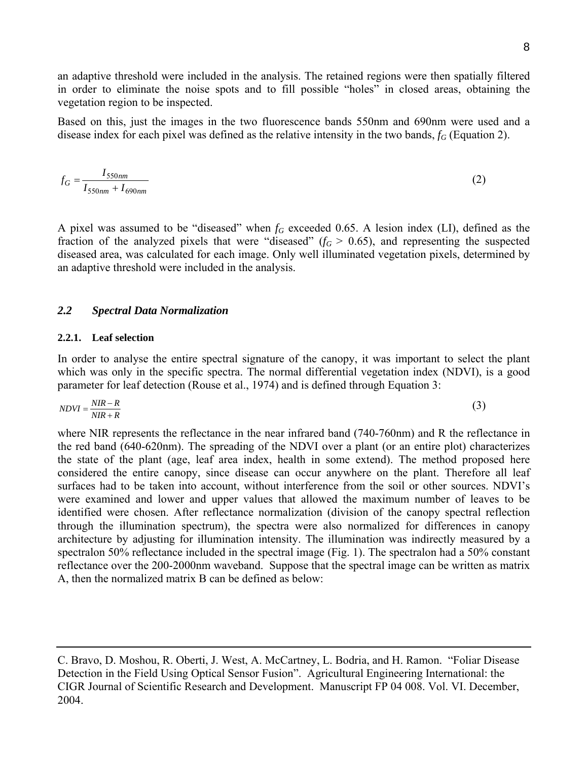an adaptive threshold were included in the analysis. The retained regions were then spatially filtered in order to eliminate the noise spots and to fill possible "holes" in closed areas, obtaining the vegetation region to be inspected.

Based on this, just the images in the two fluorescence bands 550nm and 690nm were used and a disease index for each pixel was defined as the relative intensity in the two bands, $f_G$ (Equation 2).

$$f_G = \frac{I_{550nm}}{I_{550nm} + I_{690nm}} \tag{2}$$

A pixel was assumed to be "diseased" when $f_G$ exceeded 0.65. A lesion index (LI), defined as the fraction of the analyzed pixels that were "diseased" ($f_G > 0.65$), and representing the suspected diseased area, was calculated for each image. Only well illuminated vegetation pixels, determined by an adaptive threshold were included in the analysis.

## *2.2 Spectral Data Normalization*

### 2.2.1. Leaf selection

In order to analyse the entire spectral signature of the canopy, it was important to select the plant which was only in the specific spectra. The normal differential vegetation index (NDVI), is a good parameter for leaf detection (Rouse et al., 1974) and is defined through Equation 3:

$$NDVI = \frac{NIR - R}{NIR + R} \tag{3}$$

where NIR represents the reflectance in the near infrared band (740-760nm) and R the reflectance in the red band (640-620nm). The spreading of the NDVI over a plant (or an entire plot) characterizes the state of the plant (age, leaf area index, health in some extend). The method proposed here considered the entire canopy, since disease can occur anywhere on the plant. Therefore all leaf surfaces had to be taken into account, without interference from the soil or other sources. NDVI's were examined and lower and upper values that allowed the maximum number of leaves to be identified were chosen. After reflectance normalization (division of the canopy spectral reflection through the illumination spectrum), the spectra were also normalized for differences in canopy architecture by adjusting for illumination intensity. The illumination was indirectly measured by a spectralon 50% reflectance included in the spectral image (Fig. 1). The spectralon had a 50% constant reflectance over the 200-2000nm waveband. Suppose that the spectral image can be written as matrix A, then the normalized matrix B can be defined as below: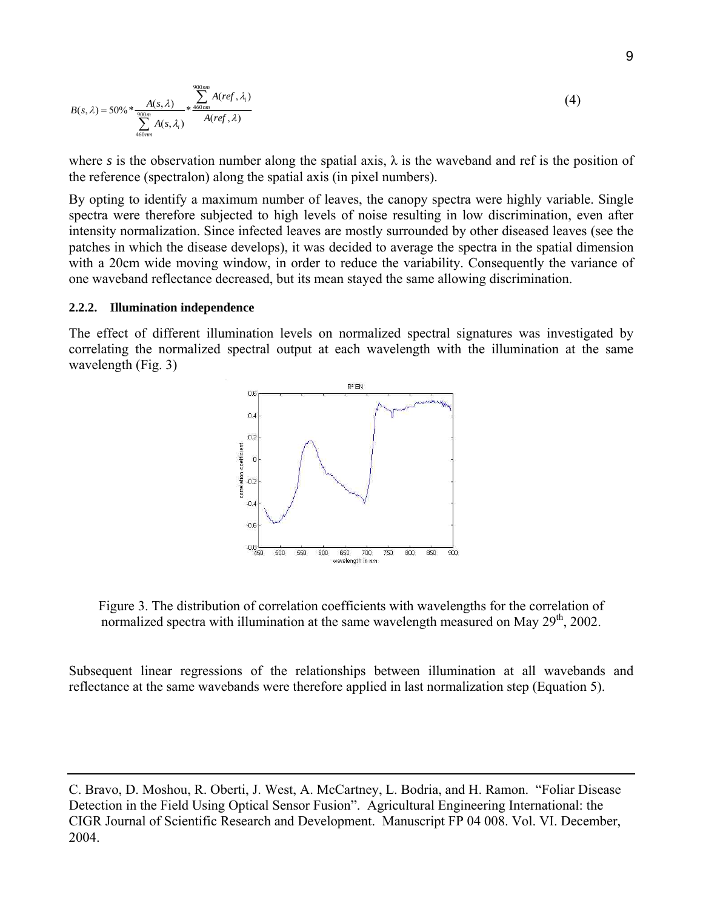$$B(s,\lambda) = 50\% * \frac{A(s,\lambda)}{\sum_{460nm}^{900m} A(s,\lambda_i)} * \frac{\sum_{460nm}^{900nm} A(ref,\lambda_i)}{A(ref,\lambda)} \tag{4}$$

where *s* is the observation number along the spatial axis, $\lambda$ is the waveband and ref is the position of the reference (spectralon) along the spatial axis (in pixel numbers).

By opting to identify a maximum number of leaves, the canopy spectra were highly variable. Single spectra were therefore subjected to high levels of noise resulting in low discrimination, even after intensity normalization. Since infected leaves are mostly surrounded by other diseased leaves (see the patches in which the disease develops), it was decided to average the spectra in the spatial dimension with a 20cm wide moving window, in order to reduce the variability. Consequently the variance of one waveband reflectance decreased, but its mean stayed the same allowing discrimination.

#### 2.2.2. Illumination independence

The effect of different illumination levels on normalized spectral signatures was investigated by correlating the normalized spectral output at each wavelength with the illumination at the same wavelength (Fig. 3)

Figure 3. The distribution of correlation coefficients with wavelengths for the correlation of normalized spectra with illumination at the same wavelength measured on May 29th, 2002.

Subsequent linear regressions of the relationships between illumination at all wavebands and reflectance at the same wavebands were therefore applied in last normalization step (Equation 5).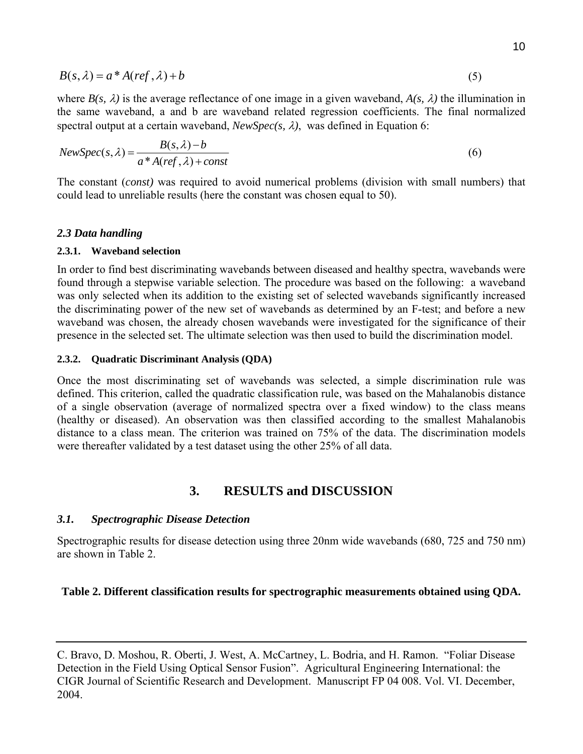$$B(s,\lambda) = a * A(ref,\lambda) + b \tag{5}$$

where $B(s, \lambda)$ is the average reflectance of one image in a given waveband, $A(s, \lambda)$ the illumination in the same waveband, a and b are waveband related regression coefficients. The final normalized spectral output at a certain waveband, $NewSpec(s, \lambda)$, was defined in Equation 6:

$$NewSpec(s,\lambda) = \frac{B(s,\lambda) - b}{a * A(ref,\lambda) + const} \tag{6}$$

The constant (*const)* was required to avoid numerical problems (division with small numbers) that could lead to unreliable results (here the constant was chosen equal to 50).

### *2.3 Data handling*

#### 2.3.1. Waveband selection

In order to find best discriminating wavebands between diseased and healthy spectra, wavebands were found through a stepwise variable selection. The procedure was based on the following: a waveband was only selected when its addition to the existing set of selected wavebands significantly increased the discriminating power of the new set of wavebands as determined by an F-test; and before a new waveband was chosen, the already chosen wavebands were investigated for the significance of their presence in the selected set. The ultimate selection was then used to build the discrimination model.

#### 2.3.2. Quadratic Discriminant Analysis (QDA)

Once the most discriminating set of wavebands was selected, a simple discrimination rule was defined. This criterion, called the quadratic classification rule, was based on the Mahalanobis distance of a single observation (average of normalized spectra over a fixed window) to the class means (healthy or diseased). An observation was then classified according to the smallest Mahalanobis distance to a class mean. The criterion was trained on 75% of the data. The discrimination models were thereafter validated by a test dataset using the other 25% of all data.

## 3. RESULTS and DISCUSSION

### *3.1. Spectrographic Disease Detection*

Spectrographic results for disease detection using three 20nm wide wavebands (680, 725 and 750 nm) are shown in Table 2.

**Table 2. Different classification results for spectrographic measurements obtained using QDA.**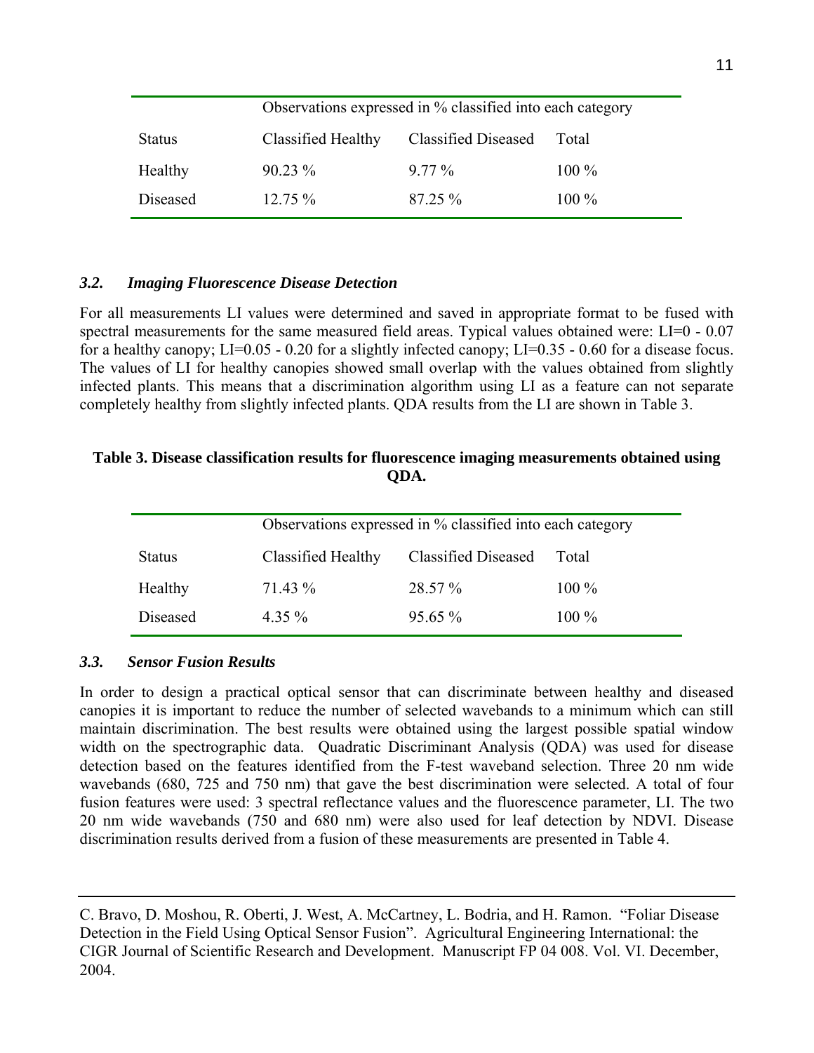| | Observations expressed in % classified into each category | | |
|---|---|---|---|
| Status | Classified Healthy | Classified Diseased | Total |
| Healthy | 90.23 % | 9.77 % | 100 % |
| Diseased | 12.75 % | 87.25 % | 100 % |

### *3.2. Imaging Fluorescence Disease Detection*

For all measurements LI values were determined and saved in appropriate format to be fused with spectral measurements for the same measured field areas. Typical values obtained were: LI=0 - 0.07 for a healthy canopy; LI=0.05 - 0.20 for a slightly infected canopy; LI=0.35 - 0.60 for a disease focus. The values of LI for healthy canopies showed small overlap with the values obtained from slightly infected plants. This means that a discrimination algorithm using LI as a feature can not separate completely healthy from slightly infected plants. QDA results from the LI are shown in Table 3.

**Table 3. Disease classification results for fluorescence imaging measurements obtained using QDA.**

| | Observations expressed in % classified into each category | | |
|---|---|---|---|
| Status | Classified Healthy | Classified Diseased | Total |
| Healthy | 71.43 % | 28.57 % | 100 % |
| Diseased | 4.35 % | 95.65 % | 100 % |

### *3.3. Sensor Fusion Results*

In order to design a practical optical sensor that can discriminate between healthy and diseased canopies it is important to reduce the number of selected wavebands to a minimum which can still maintain discrimination. The best results were obtained using the largest possible spatial window width on the spectrographic data. Quadratic Discriminant Analysis (QDA) was used for disease detection based on the features identified from the F-test waveband selection. Three 20 nm wide wavebands (680, 725 and 750 nm) that gave the best discrimination were selected. A total of four fusion features were used: 3 spectral reflectance values and the fluorescence parameter, LI. The two 20 nm wide wavebands (750 and 680 nm) were also used for leaf detection by NDVI. Disease discrimination results derived from a fusion of these measurements are presented in Table 4.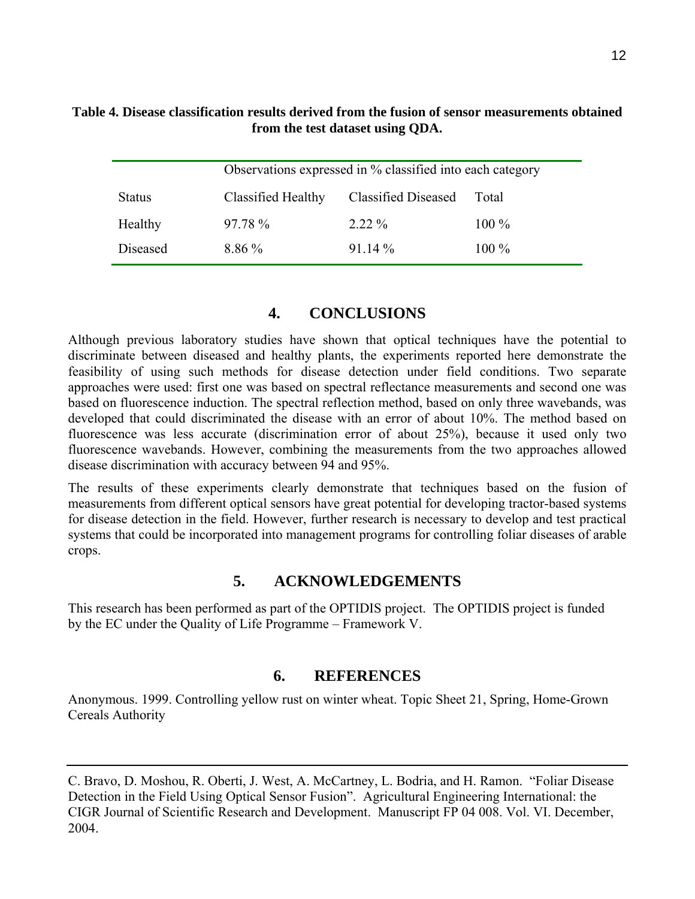**Table 4. Disease classification results derived from the fusion of sensor measurements obtained from the test dataset using QDA.**

| | Observations expressed in % classified into each category | | |
|---|---|---|---|
| Status | Classified Healthy | Classified Diseased | Total |
| Healthy | 97.78 % | 2.22 % | 100 % |
| Diseased | 8.86 % | 91.14 % | 100 % |

## 4. CONCLUSIONS

Although previous laboratory studies have shown that optical techniques have the potential to discriminate between diseased and healthy plants, the experiments reported here demonstrate the feasibility of using such methods for disease detection under field conditions. Two separate approaches were used: first one was based on spectral reflectance measurements and second one was based on fluorescence induction. The spectral reflection method, based on only three wavebands, was developed that could discriminated the disease with an error of about 10%. The method based on fluorescence was less accurate (discrimination error of about 25%), because it used only two fluorescence wavebands. However, combining the measurements from the two approaches allowed disease discrimination with accuracy between 94 and 95%.

The results of these experiments clearly demonstrate that techniques based on the fusion of measurements from different optical sensors have great potential for developing tractor-based systems for disease detection in the field. However, further research is necessary to develop and test practical systems that could be incorporated into management programs for controlling foliar diseases of arable crops.

## 5. ACKNOWLEDGEMENTS

This research has been performed as part of the OPTIDIS project. The OPTIDIS project is funded by the EC under the Quality of Life Programme – Framework V.

## 6. REFERENCES

Anonymous. 1999. Controlling yellow rust on winter wheat. Topic Sheet 21, Spring, Home-Grown Cereals Authority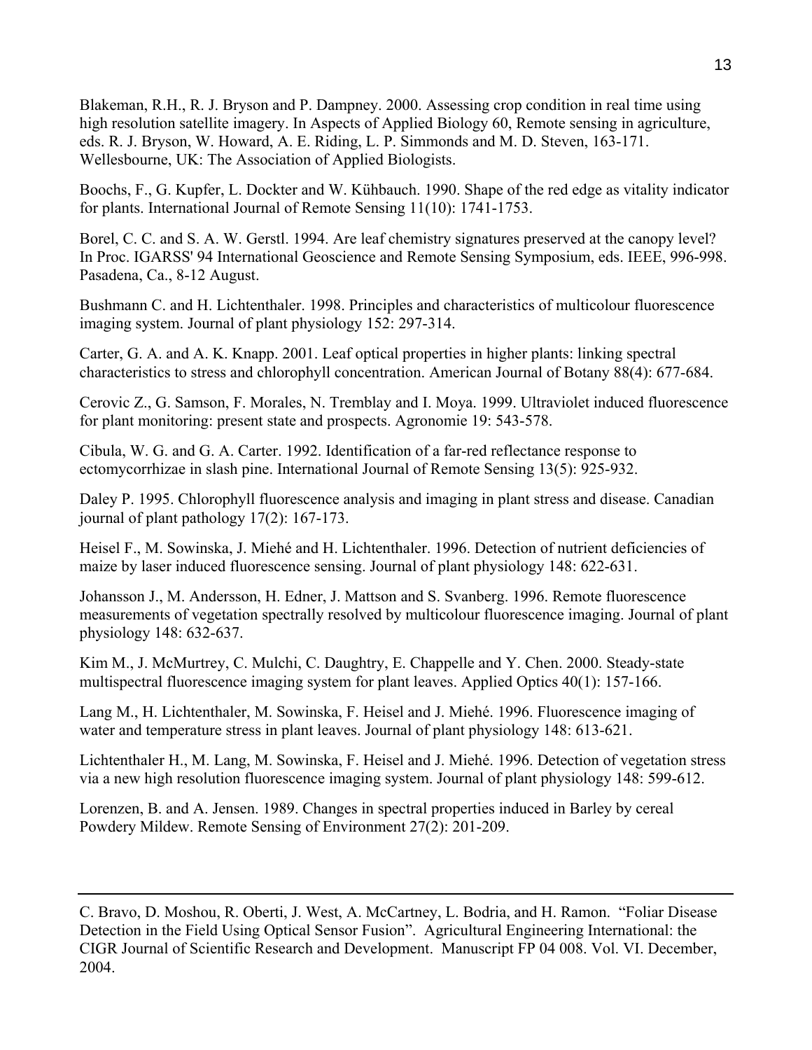Blakeman, R.H., R. J. Bryson and P. Dampney. 2000. Assessing crop condition in real time using high resolution satellite imagery. In Aspects of Applied Biology 60, Remote sensing in agriculture, eds. R. J. Bryson, W. Howard, A. E. Riding, L. P. Simmonds and M. D. Steven, 163-171. Wellesbourne, UK: The Association of Applied Biologists.

Boochs, F., G. Kupfer, L. Dockter and W. Kühbauch. 1990. Shape of the red edge as vitality indicator for plants. International Journal of Remote Sensing 11(10): 1741-1753.

Borel, C. C. and S. A. W. Gerstl. 1994. Are leaf chemistry signatures preserved at the canopy level? In Proc. IGARSS' 94 International Geoscience and Remote Sensing Symposium, eds. IEEE, 996-998. Pasadena, Ca., 8-12 August.

Bushmann C. and H. Lichtenthaler. 1998. Principles and characteristics of multicolour fluorescence imaging system. Journal of plant physiology 152: 297-314.

Carter, G. A. and A. K. Knapp. 2001. Leaf optical properties in higher plants: linking spectral characteristics to stress and chlorophyll concentration. American Journal of Botany 88(4): 677-684.

Cerovic Z., G. Samson, F. Morales, N. Tremblay and I. Moya. 1999. Ultraviolet induced fluorescence for plant monitoring: present state and prospects. Agronomie 19: 543-578.

Cibula, W. G. and G. A. Carter. 1992. Identification of a far-red reflectance response to ectomycorrhizae in slash pine. International Journal of Remote Sensing 13(5): 925-932.

Daley P. 1995. Chlorophyll fluorescence analysis and imaging in plant stress and disease. Canadian journal of plant pathology 17(2): 167-173.

Heisel F., M. Sowinska, J. Miehé and H. Lichtenthaler. 1996. Detection of nutrient deficiencies of maize by laser induced fluorescence sensing. Journal of plant physiology 148: 622-631.

Johansson J., M. Andersson, H. Edner, J. Mattson and S. Svanberg. 1996. Remote fluorescence measurements of vegetation spectrally resolved by multicolour fluorescence imaging. Journal of plant physiology 148: 632-637.

Kim M., J. McMurtrey, C. Mulchi, C. Daughtry, E. Chappelle and Y. Chen. 2000. Steady-state multispectral fluorescence imaging system for plant leaves. Applied Optics 40(1): 157-166.

Lang M., H. Lichtenthaler, M. Sowinska, F. Heisel and J. Miehé. 1996. Fluorescence imaging of water and temperature stress in plant leaves. Journal of plant physiology 148: 613-621.

Lichtenthaler H., M. Lang, M. Sowinska, F. Heisel and J. Miehé. 1996. Detection of vegetation stress via a new high resolution fluorescence imaging system. Journal of plant physiology 148: 599-612.

Lorenzen, B. and A. Jensen. 1989. Changes in spectral properties induced in Barley by cereal Powdery Mildew. Remote Sensing of Environment 27(2): 201-209.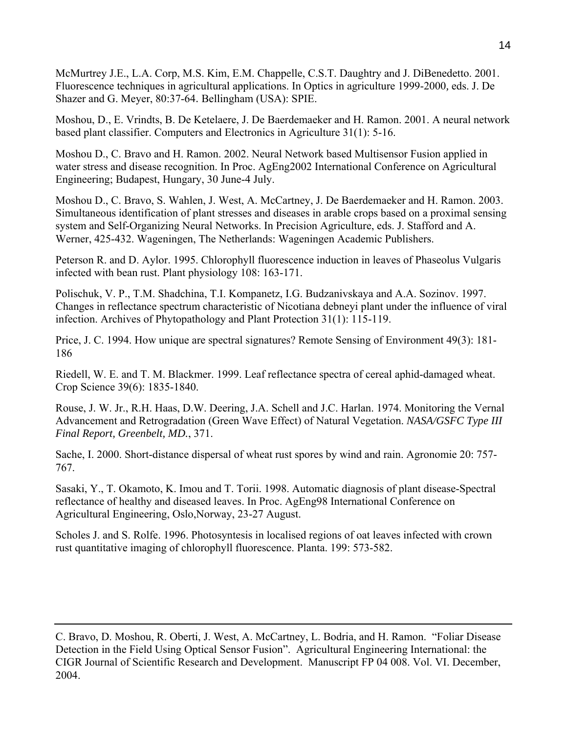McMurtrey J.E., L.A. Corp, M.S. Kim, E.M. Chappelle, C.S.T. Daughtry and J. DiBenedetto. 2001. Fluorescence techniques in agricultural applications. In Optics in agriculture 1999-2000, eds. J. De Shazer and G. Meyer, 80:37-64. Bellingham (USA): SPIE.

Moshou, D., E. Vrindts, B. De Ketelaere, J. De Baerdemaeker and H. Ramon. 2001. A neural network based plant classifier. Computers and Electronics in Agriculture 31(1): 5-16.

Moshou D., C. Bravo and H. Ramon. 2002. Neural Network based Multisensor Fusion applied in water stress and disease recognition. In Proc. AgEng2002 International Conference on Agricultural Engineering; Budapest, Hungary, 30 June-4 July.

Moshou D., C. Bravo, S. Wahlen, J. West, A. McCartney, J. De Baerdemaeker and H. Ramon. 2003. Simultaneous identification of plant stresses and diseases in arable crops based on a proximal sensing system and Self-Organizing Neural Networks. In Precision Agriculture, eds. J. Stafford and A. Werner, 425-432. Wageningen, The Netherlands: Wageningen Academic Publishers.

Peterson R. and D. Aylor. 1995. Chlorophyll fluorescence induction in leaves of Phaseolus Vulgaris infected with bean rust. Plant physiology 108: 163-171.

Polischuk, V. P., T.M. Shadchina, T.I. Kompanetz, I.G. Budzanivskaya and A.A. Sozinov. 1997. Changes in reflectance spectrum characteristic of Nicotiana debneyi plant under the influence of viral infection. Archives of Phytopathology and Plant Protection 31(1): 115-119.

Price, J. C. 1994. How unique are spectral signatures? Remote Sensing of Environment 49(3): 181-186

Riedell, W. E. and T. M. Blackmer. 1999. Leaf reflectance spectra of cereal aphid-damaged wheat. Crop Science 39(6): 1835-1840.

Rouse, J. W. Jr., R.H. Haas, D.W. Deering, J.A. Schell and J.C. Harlan. 1974. Monitoring the Vernal Advancement and Retrogradation (Green Wave Effect) of Natural Vegetation. *NASA/GSFC Type III Final Report, Greenbelt, MD.*, 371.

Sache, I. 2000. Short-distance dispersal of wheat rust spores by wind and rain. Agronomie 20: 757-767.

Sasaki, Y., T. Okamoto, K. Imou and T. Torii. 1998. Automatic diagnosis of plant disease-Spectral reflectance of healthy and diseased leaves. In Proc. AgEng98 International Conference on Agricultural Engineering, Oslo,Norway, 23-27 August.

Scholes J. and S. Rolfe. 1996. Photosyntesis in localised regions of oat leaves infected with crown rust quantitative imaging of chlorophyll fluorescence. Planta. 199: 573-582.